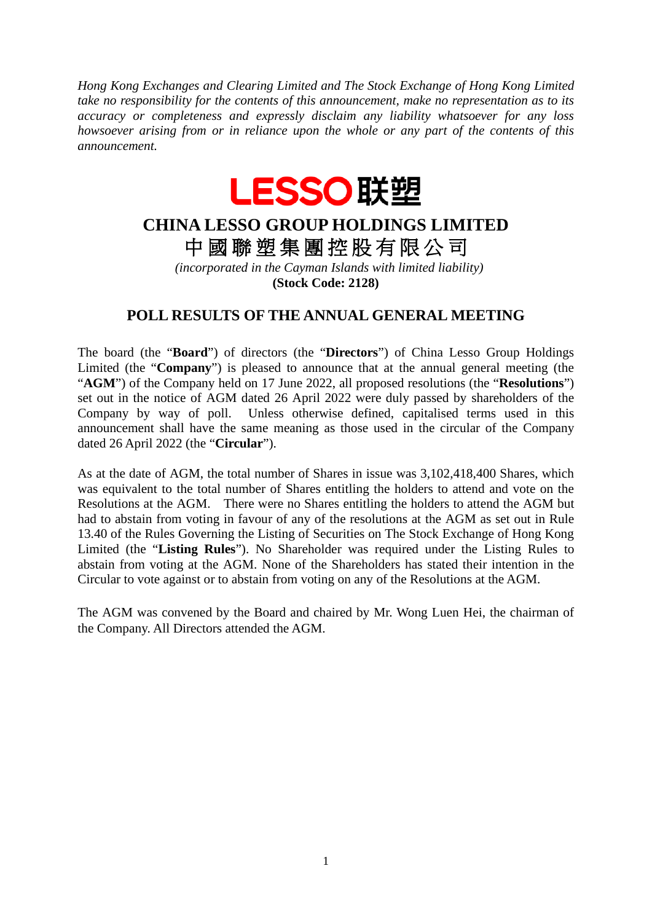*Hong Kong Exchanges and Clearing Limited and The Stock Exchange of Hong Kong Limited take no responsibility for the contents of this announcement, make no representation as to its accuracy or completeness and expressly disclaim any liability whatsoever for any loss howsoever arising from or in reliance upon the whole or any part of the contents of this announcement.*

LESSO 联塑

# CHINA LESSO GROUP HOLDINGS LIMITED

# 中國聯塑集團控股有限公司

*(incorporated in the Cayman Islands with limited liability)*

**(Stock Code: 2128)**

## POLL RESULTS OF THE ANNUAL GENERAL MEETING

The board (the "**Board**") of directors (the "**Directors**") of China Lesso Group Holdings Limited (the "**Company**") is pleased to announce that at the annual general meeting (the "**AGM**") of the Company held on 17 June 2022, all proposed resolutions (the "**Resolutions**") set out in the notice of AGM dated 26 April 2022 were duly passed by shareholders of the Company by way of poll. Unless otherwise defined, capitalised terms used in this announcement shall have the same meaning as those used in the circular of the Company dated 26 April 2022 (the "**Circular**").

As at the date of AGM, the total number of Shares in issue was 3,102,418,400 Shares, which was equivalent to the total number of Shares entitling the holders to attend and vote on the Resolutions at the AGM. There were no Shares entitling the holders to attend the AGM but had to abstain from voting in favour of any of the resolutions at the AGM as set out in Rule 13.40 of the Rules Governing the Listing of Securities on The Stock Exchange of Hong Kong Limited (the "**Listing Rules**"). No Shareholder was required under the Listing Rules to abstain from voting at the AGM. None of the Shareholders has stated their intention in the Circular to vote against or to abstain from voting on any of the Resolutions at the AGM.

The AGM was convened by the Board and chaired by Mr. Wong Luen Hei, the chairman of the Company. All Directors attended the AGM.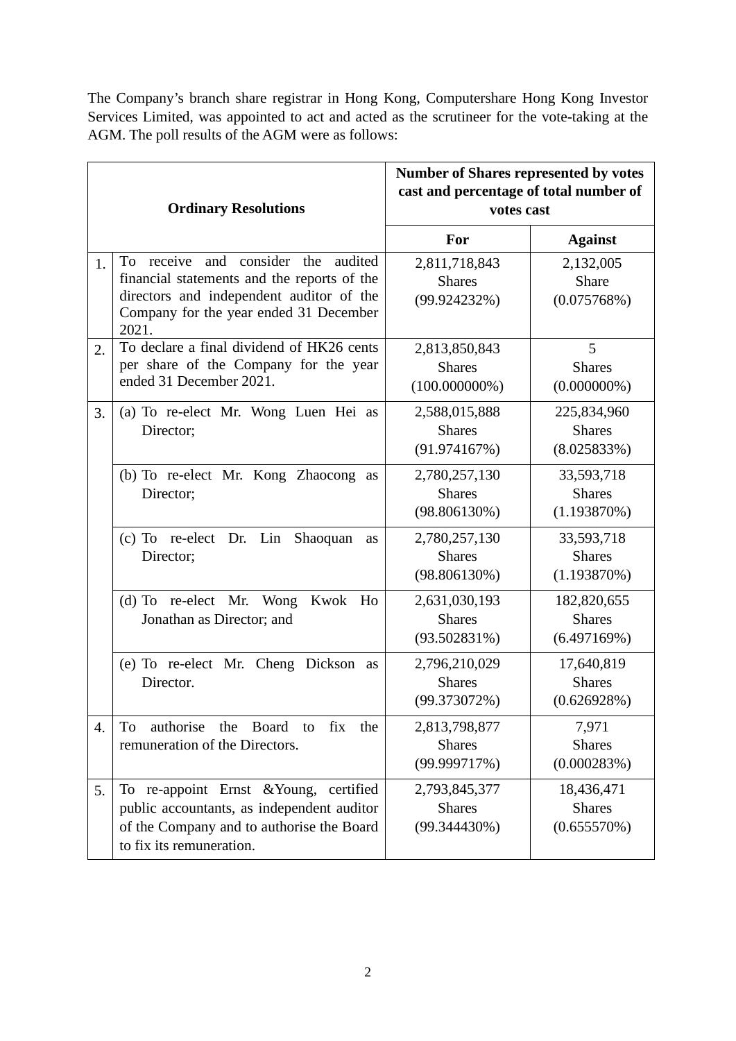The Company's branch share registrar in Hong Kong, Computershare Hong Kong Investor Services Limited, was appointed to act and acted as the scrutineer for the vote-taking at the AGM. The poll results of the AGM were as follows:

| | **Ordinary Resolutions** | **Number of Shares represented by votes cast and percentage of total number of votes cast** | |
|---|---|---|---|
| | | **For** | **Against** |
| 1. | To receive and consider the audited financial statements and the reports of the directors and independent auditor of the Company for the year ended 31 December 2021. | 2,811,718,843 Shares (99.924232%) | 2,132,005 Share (0.075768%) |
| 2. | To declare a final dividend of HK26 cents per share of the Company for the year ended 31 December 2021. | 2,813,850,843 Shares (100.000000%) | 5 Shares (0.000000%) |
| 3. | (a) To re-elect Mr. Wong Luen Hei as Director; | 2,588,015,888 Shares (91.974167%) | 225,834,960 Shares (8.025833%) |
| | (b) To re-elect Mr. Kong Zhaocong as Director; | 2,780,257,130 Shares (98.806130%) | 33,593,718 Shares (1.193870%) |
| | (c) To re-elect Dr. Lin Shaoquan as Director; | 2,780,257,130 Shares (98.806130%) | 33,593,718 Shares (1.193870%) |
| | (d) To re-elect Mr. Wong Kwok Ho Jonathan as Director; and | 2,631,030,193 Shares (93.502831%) | 182,820,655 Shares (6.497169%) |
| | (e) To re-elect Mr. Cheng Dickson as Director. | 2,796,210,029 Shares (99.373072%) | 17,640,819 Shares (0.626928%) |
| 4. | To authorise the Board to fix the remuneration of the Directors. | 2,813,798,877 Shares (99.999717%) | 7,971 Shares (0.000283%) |
| 5. | To re-appoint Ernst &Young, certified public accountants, as independent auditor of the Company and to authorise the Board to fix its remuneration. | 2,793,845,377 Shares (99.344430%) | 18,436,471 Shares (0.655570%) |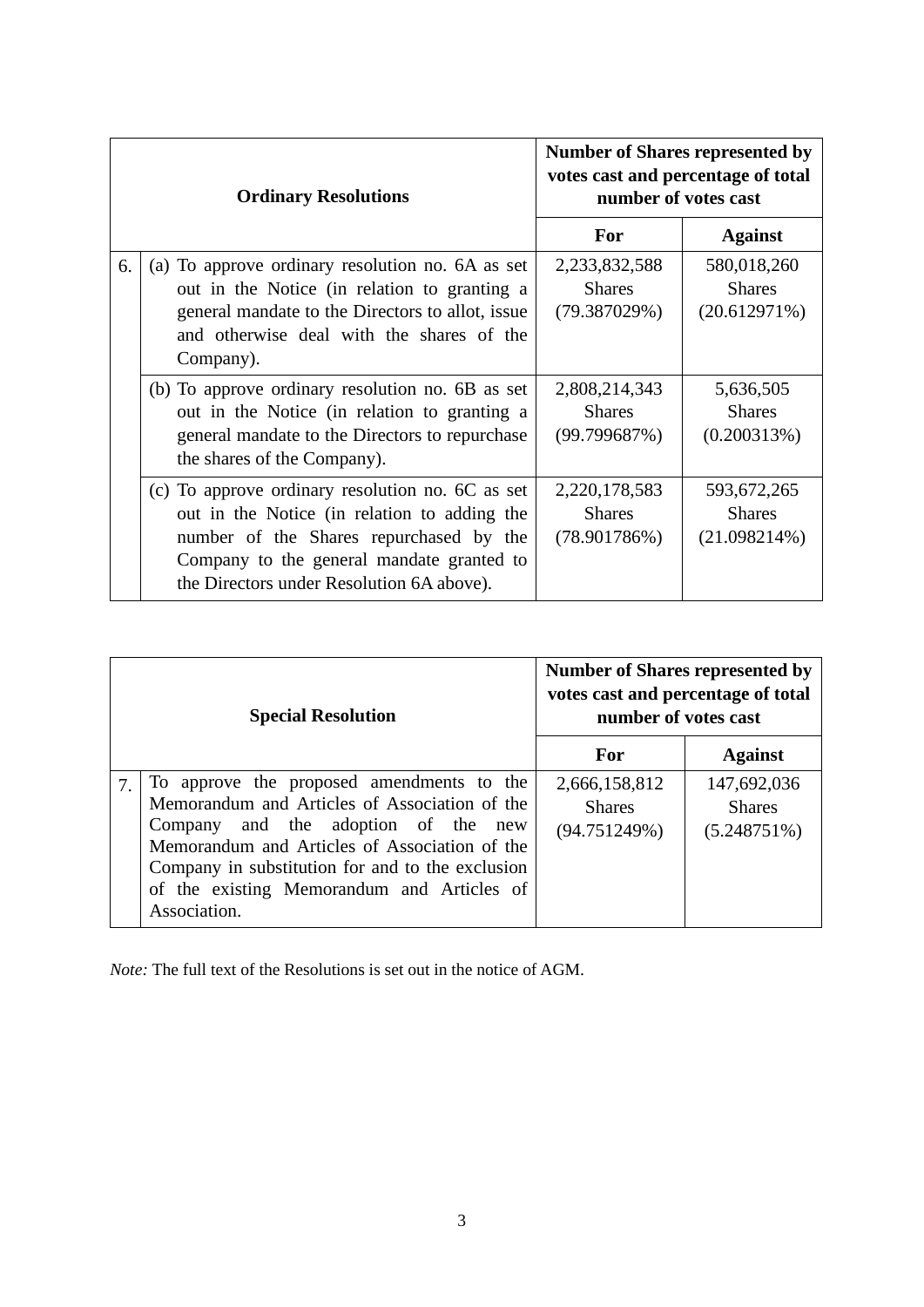| | Ordinary Resolutions | Number of Shares represented by votes cast and percentage of total number of votes cast | |
|---|---|---|---|
| | | **For** | **Against** |
| 6. | (a) To approve ordinary resolution no. 6A as set out in the Notice (in relation to granting a general mandate to the Directors to allot, issue and otherwise deal with the shares of the Company). | 2,233,832,588 Shares (79.387029%) | 580,018,260 Shares (20.612971%) |
| | (b) To approve ordinary resolution no. 6B as set out in the Notice (in relation to granting a general mandate to the Directors to repurchase the shares of the Company). | 2,808,214,343 Shares (99.799687%) | 5,636,505 Shares (0.200313%) |
| | (c) To approve ordinary resolution no. 6C as set out in the Notice (in relation to adding the number of the Shares repurchased by the Company to the general mandate granted to the Directors under Resolution 6A above). | 2,220,178,583 Shares (78.901786%) | 593,672,265 Shares (21.098214%) |

| | Special Resolution | Number of Shares represented by votes cast and percentage of total number of votes cast | |
|---|---|---|---|
| | | **For** | **Against** |
| 7. | To approve the proposed amendments to the Memorandum and Articles of Association of the Company and the adoption of the new Memorandum and Articles of Association of the Company in substitution for and to the exclusion of the existing Memorandum and Articles of Association. | 2,666,158,812 Shares (94.751249%) | 147,692,036 Shares (5.248751%) |

*Note:* The full text of the Resolutions is set out in the notice of AGM.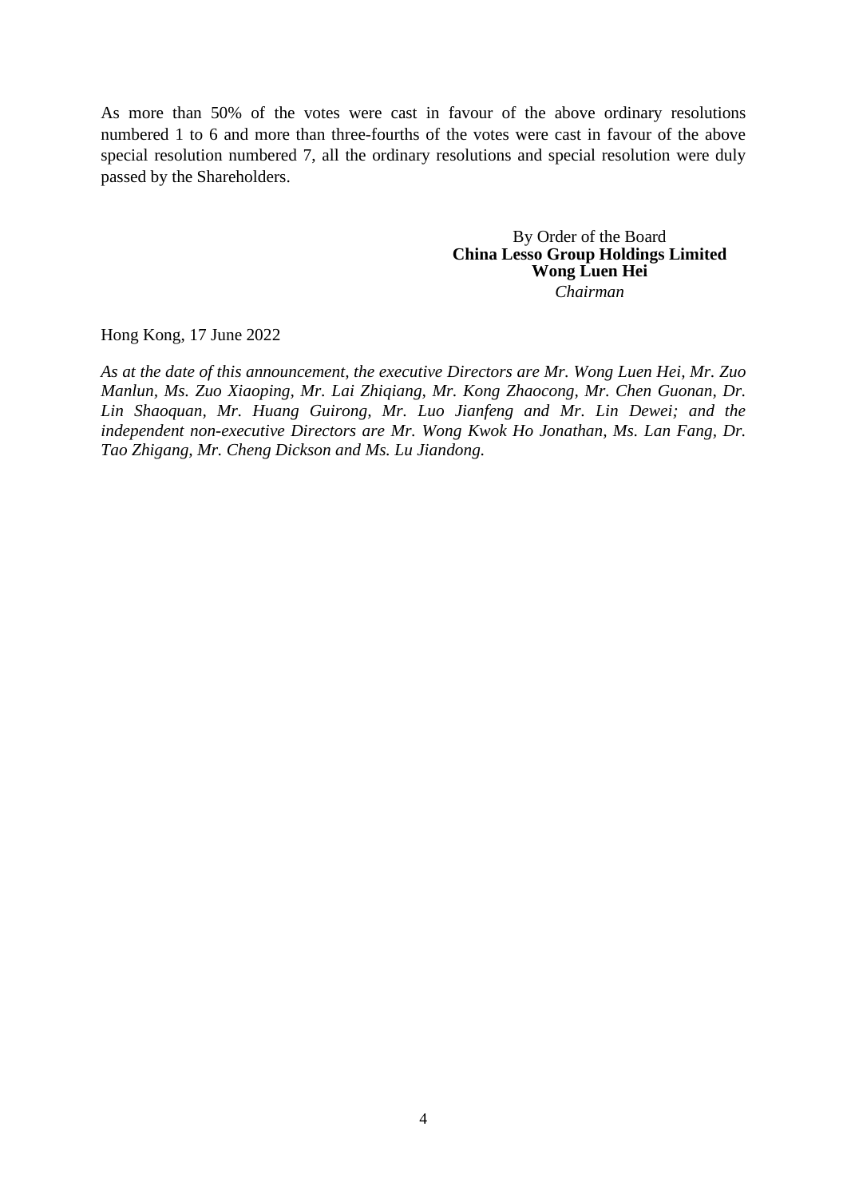As more than 50% of the votes were cast in favour of the above ordinary resolutions numbered 1 to 6 and more than three-fourths of the votes were cast in favour of the above special resolution numbered 7, all the ordinary resolutions and special resolution were duly passed by the Shareholders.

By Order of the Board
**China Lesso Group Holdings Limited**
**Wong Luen Hei**
*Chairman*

Hong Kong, 17 June 2022

*As at the date of this announcement, the executive Directors are Mr. Wong Luen Hei, Mr. Zuo Manlun, Ms. Zuo Xiaoping, Mr. Lai Zhiqiang, Mr. Kong Zhaocong, Mr. Chen Guonan, Dr. Lin Shaoquan, Mr. Huang Guirong, Mr. Luo Jianfeng and Mr. Lin Dewei; and the independent non-executive Directors are Mr. Wong Kwok Ho Jonathan, Ms. Lan Fang, Dr. Tao Zhigang, Mr. Cheng Dickson and Ms. Lu Jiandong.*